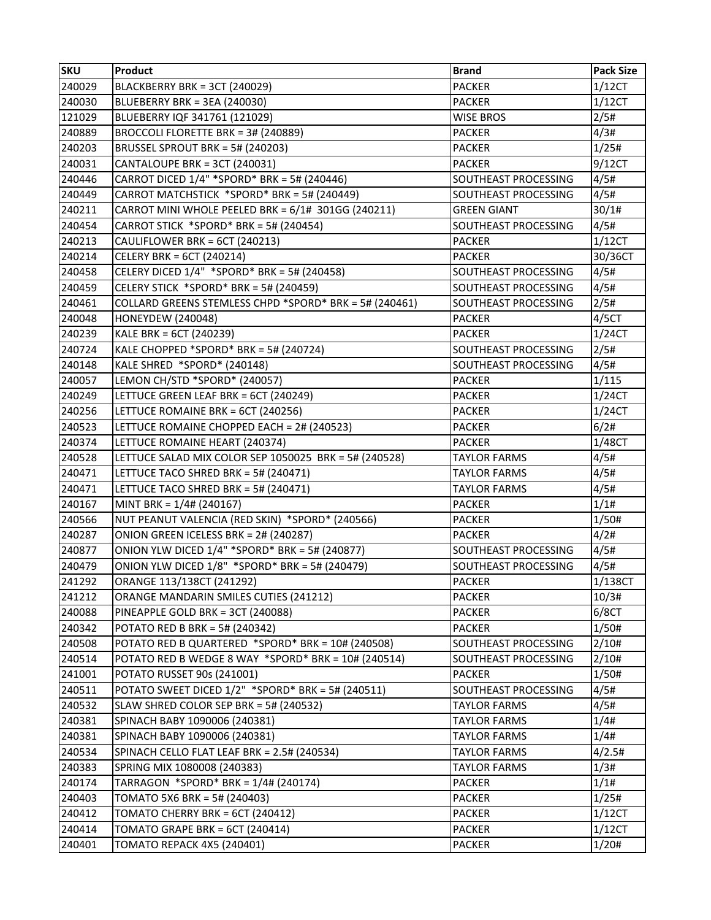| SKU | Product | Brand | Pack Size |
|---|---|---|---|
| 240029 | BLACKBERRY BRK = 3CT (240029) | PACKER | 1/12CT |
| 240030 | BLUEBERRY BRK = 3EA (240030) | PACKER | 1/12CT |
| 121029 | BLUEBERRY IQF 341761 (121029) | WISE BROS | 2/5# |
| 240889 | BROCCOLI FLORETTE BRK = 3# (240889) | PACKER | 4/3# |
| 240203 | BRUSSEL SPROUT BRK = 5# (240203) | PACKER | 1/25# |
| 240031 | CANTALOUPE BRK = 3CT (240031) | PACKER | 9/12CT |
| 240446 | CARROT DICED 1/4" *SPORD* BRK = 5# (240446) | SOUTHEAST PROCESSING | 4/5# |
| 240449 | CARROT MATCHSTICK *SPORD* BRK = 5# (240449) | SOUTHEAST PROCESSING | 4/5# |
| 240211 | CARROT MINI WHOLE PEELED BRK = 6/1# 301GG (240211) | GREEN GIANT | 30/1# |
| 240454 | CARROT STICK *SPORD* BRK = 5# (240454) | SOUTHEAST PROCESSING | 4/5# |
| 240213 | CAULIFLOWER BRK = 6CT (240213) | PACKER | 1/12CT |
| 240214 | CELERY BRK = 6CT (240214) | PACKER | 30/36CT |
| 240458 | CELERY DICED 1/4" *SPORD* BRK = 5# (240458) | SOUTHEAST PROCESSING | 4/5# |
| 240459 | CELERY STICK *SPORD* BRK = 5# (240459) | SOUTHEAST PROCESSING | 4/5# |
| 240461 | COLLARD GREENS STEMLESS CHPD *SPORD* BRK = 5# (240461) | SOUTHEAST PROCESSING | 2/5# |
| 240048 | HONEYDEW (240048) | PACKER | 4/5CT |
| 240239 | KALE BRK = 6CT (240239) | PACKER | 1/24CT |
| 240724 | KALE CHOPPED *SPORD* BRK = 5# (240724) | SOUTHEAST PROCESSING | 2/5# |
| 240148 | KALE SHRED *SPORD* (240148) | SOUTHEAST PROCESSING | 4/5# |
| 240057 | LEMON CH/STD *SPORD* (240057) | PACKER | 1/115 |
| 240249 | LETTUCE GREEN LEAF BRK = 6CT (240249) | PACKER | 1/24CT |
| 240256 | LETTUCE ROMAINE BRK = 6CT (240256) | PACKER | 1/24CT |
| 240523 | LETTUCE ROMAINE CHOPPED EACH = 2# (240523) | PACKER | 6/2# |
| 240374 | LETTUCE ROMAINE HEART (240374) | PACKER | 1/48CT |
| 240528 | LETTUCE SALAD MIX COLOR SEP 1050025 BRK = 5# (240528) | TAYLOR FARMS | 4/5# |
| 240471 | LETTUCE TACO SHRED BRK = 5# (240471) | TAYLOR FARMS | 4/5# |
| 240471 | LETTUCE TACO SHRED BRK = 5# (240471) | TAYLOR FARMS | 4/5# |
| 240167 | MINT BRK = 1/4# (240167) | PACKER | 1/1# |
| 240566 | NUT PEANUT VALENCIA (RED SKIN) *SPORD* (240566) | PACKER | 1/50# |
| 240287 | ONION GREEN ICELESS BRK = 2# (240287) | PACKER | 4/2# |
| 240877 | ONION YLW DICED 1/4" *SPORD* BRK = 5# (240877) | SOUTHEAST PROCESSING | 4/5# |
| 240479 | ONION YLW DICED 1/8" *SPORD* BRK = 5# (240479) | SOUTHEAST PROCESSING | 4/5# |
| 241292 | ORANGE 113/138CT (241292) | PACKER | 1/138CT |
| 241212 | ORANGE MANDARIN SMILES CUTIES (241212) | PACKER | 10/3# |
| 240088 | PINEAPPLE GOLD BRK = 3CT (240088) | PACKER | 6/8CT |
| 240342 | POTATO RED B BRK = 5# (240342) | PACKER | 1/50# |
| 240508 | POTATO RED B QUARTERED *SPORD* BRK = 10# (240508) | SOUTHEAST PROCESSING | 2/10# |
| 240514 | POTATO RED B WEDGE 8 WAY *SPORD* BRK = 10# (240514) | SOUTHEAST PROCESSING | 2/10# |
| 241001 | POTATO RUSSET 90s (241001) | PACKER | 1/50# |
| 240511 | POTATO SWEET DICED 1/2" *SPORD* BRK = 5# (240511) | SOUTHEAST PROCESSING | 4/5# |
| 240532 | SLAW SHRED COLOR SEP BRK = 5# (240532) | TAYLOR FARMS | 4/5# |
| 240381 | SPINACH BABY 1090006 (240381) | TAYLOR FARMS | 1/4# |
| 240381 | SPINACH BABY 1090006 (240381) | TAYLOR FARMS | 1/4# |
| 240534 | SPINACH CELLO FLAT LEAF BRK = 2.5# (240534) | TAYLOR FARMS | 4/2.5# |
| 240383 | SPRING MIX 1080008 (240383) | TAYLOR FARMS | 1/3# |
| 240174 | TARRAGON *SPORD* BRK = 1/4# (240174) | PACKER | 1/1# |
| 240403 | TOMATO 5X6 BRK = 5# (240403) | PACKER | 1/25# |
| 240412 | TOMATO CHERRY BRK = 6CT (240412) | PACKER | 1/12CT |
| 240414 | TOMATO GRAPE BRK = 6CT (240414) | PACKER | 1/12CT |
| 240401 | TOMATO REPACK 4X5 (240401) | PACKER | 1/20# |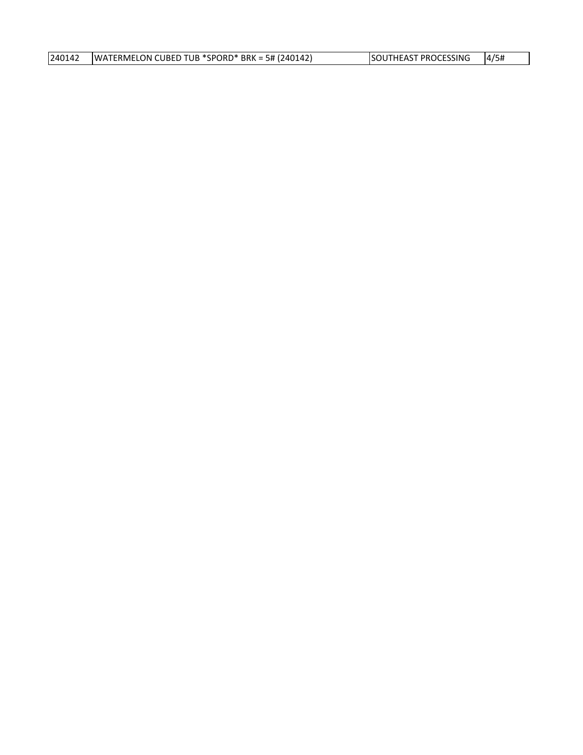| | | | |
|---|---|---|---|
| 240142 | WATERMELON CUBED TUB *SPORD* BRK = 5# (240142) | SOUTHEAST PROCESSING | 4/5# |